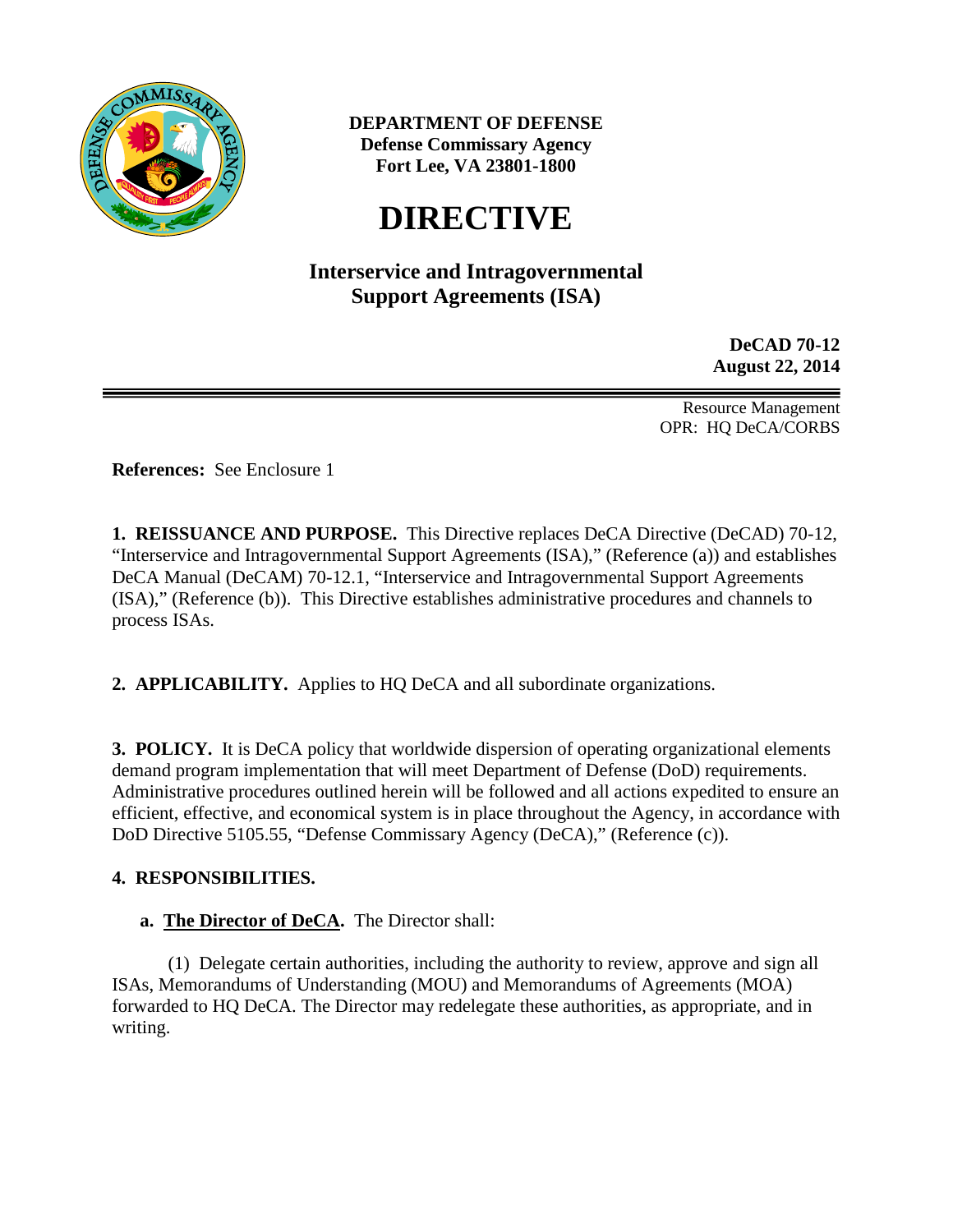**DEPARTMENT OF DEFENSE**
**Defense Commissary Agency**
**Fort Lee, VA 23801-1800**

# DIRECTIVE

## Interservice and Intragovernmental Support Agreements (ISA)

**DeCAD 70-12**
**August 22, 2014**

Resource Management
OPR: HQ DeCA/CORBS

**References:** See Enclosure 1

**1. REISSUANCE AND PURPOSE.** This Directive replaces DeCA Directive (DeCAD) 70-12, "Interservice and Intragovernmental Support Agreements (ISA)," (Reference (a)) and establishes DeCA Manual (DeCAM) 70-12.1, "Interservice and Intragovernmental Support Agreements (ISA)," (Reference (b)). This Directive establishes administrative procedures and channels to process ISAs.

**2. APPLICABILITY.** Applies to HQ DeCA and all subordinate organizations.

**3. POLICY.** It is DeCA policy that worldwide dispersion of operating organizational elements demand program implementation that will meet Department of Defense (DoD) requirements. Administrative procedures outlined herein will be followed and all actions expedited to ensure an efficient, effective, and economical system is in place throughout the Agency, in accordance with DoD Directive 5105.55, "Defense Commissary Agency (DeCA)," (Reference (c)).

**4. RESPONSIBILITIES.**

**a. The Director of DeCA.** The Director shall:

(1) Delegate certain authorities, including the authority to review, approve and sign all ISAs, Memorandums of Understanding (MOU) and Memorandums of Agreements (MOA) forwarded to HQ DeCA. The Director may redelegate these authorities, as appropriate, and in writing.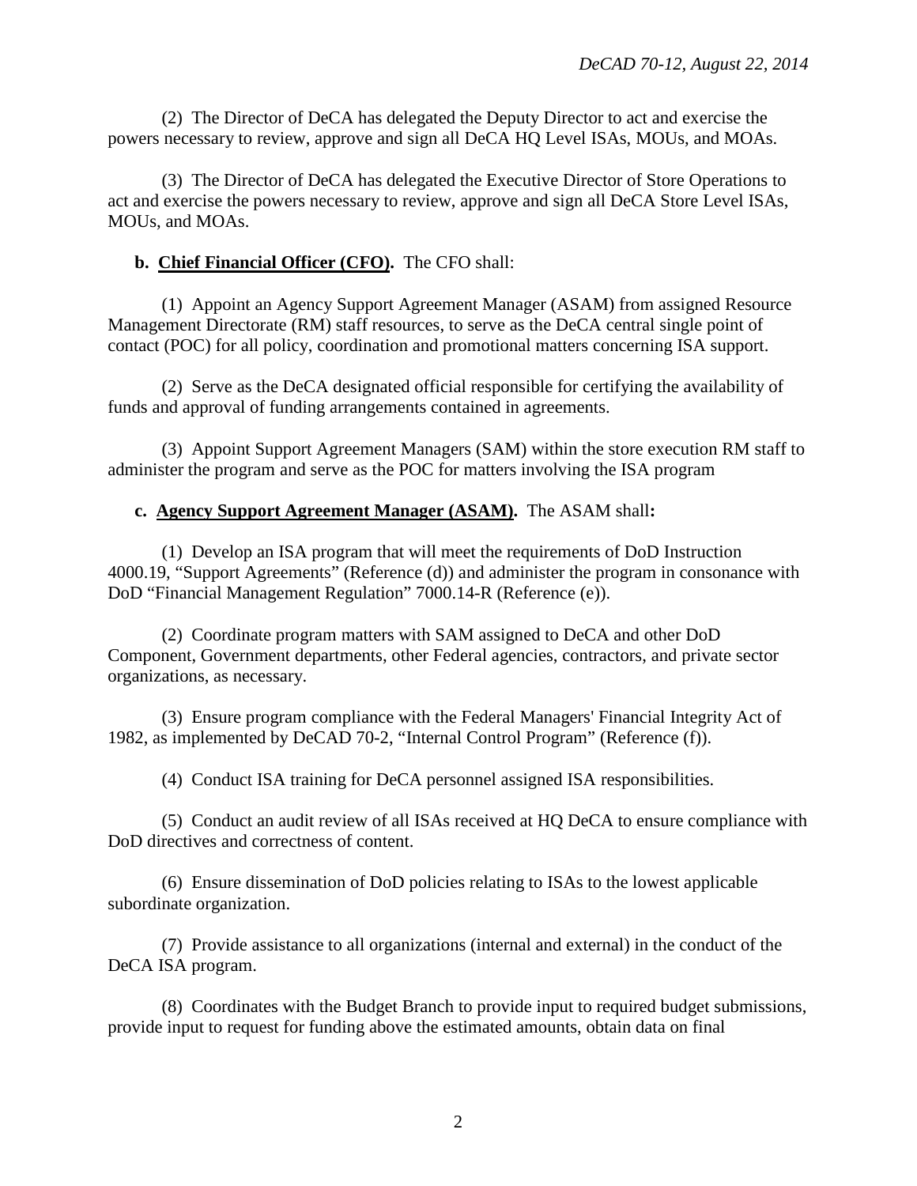(2) The Director of DeCA has delegated the Deputy Director to act and exercise the powers necessary to review, approve and sign all DeCA HQ Level ISAs, MOUs, and MOAs.

(3) The Director of DeCA has delegated the Executive Director of Store Operations to act and exercise the powers necessary to review, approve and sign all DeCA Store Level ISAs, MOUs, and MOAs.

**b. Chief Financial Officer (CFO).** The CFO shall:

(1) Appoint an Agency Support Agreement Manager (ASAM) from assigned Resource Management Directorate (RM) staff resources, to serve as the DeCA central single point of contact (POC) for all policy, coordination and promotional matters concerning ISA support.

(2) Serve as the DeCA designated official responsible for certifying the availability of funds and approval of funding arrangements contained in agreements.

(3) Appoint Support Agreement Managers (SAM) within the store execution RM staff to administer the program and serve as the POC for matters involving the ISA program

**c. Agency Support Agreement Manager (ASAM).** The ASAM shall**:**

(1) Develop an ISA program that will meet the requirements of DoD Instruction 4000.19, "Support Agreements" (Reference (d)) and administer the program in consonance with DoD "Financial Management Regulation" 7000.14-R (Reference (e)).

(2) Coordinate program matters with SAM assigned to DeCA and other DoD Component, Government departments, other Federal agencies, contractors, and private sector organizations, as necessary.

(3) Ensure program compliance with the Federal Managers' Financial Integrity Act of 1982, as implemented by DeCAD 70-2, "Internal Control Program" (Reference (f)).

(4) Conduct ISA training for DeCA personnel assigned ISA responsibilities.

(5) Conduct an audit review of all ISAs received at HQ DeCA to ensure compliance with DoD directives and correctness of content.

(6) Ensure dissemination of DoD policies relating to ISAs to the lowest applicable subordinate organization.

(7) Provide assistance to all organizations (internal and external) in the conduct of the DeCA ISA program.

(8) Coordinates with the Budget Branch to provide input to required budget submissions, provide input to request for funding above the estimated amounts, obtain data on final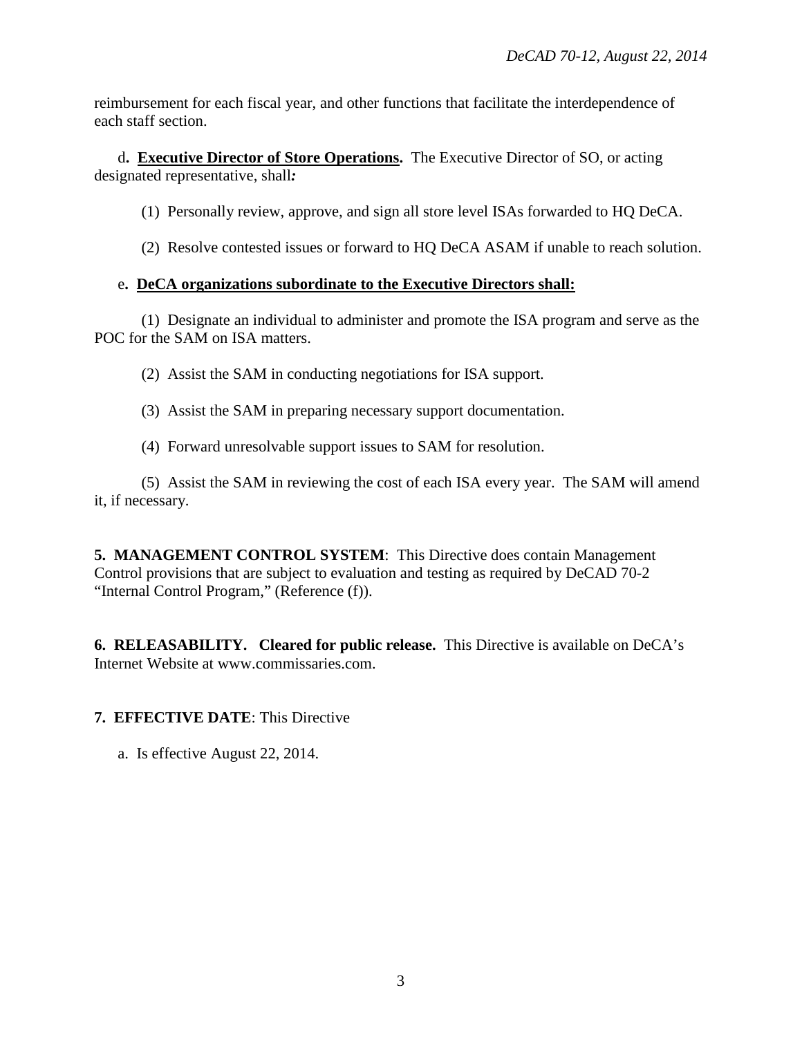reimbursement for each fiscal year, and other functions that facilitate the interdependence of each staff section.

d. **Executive Director of Store Operations.** The Executive Director of SO, or acting designated representative, shall*:*

(1) Personally review, approve, and sign all store level ISAs forwarded to HQ DeCA.

(2) Resolve contested issues or forward to HQ DeCA ASAM if unable to reach solution.

e. **DeCA organizations subordinate to the Executive Directors shall:**

(1) Designate an individual to administer and promote the ISA program and serve as the POC for the SAM on ISA matters.

(2) Assist the SAM in conducting negotiations for ISA support.

(3) Assist the SAM in preparing necessary support documentation.

(4) Forward unresolvable support issues to SAM for resolution.

(5) Assist the SAM in reviewing the cost of each ISA every year. The SAM will amend it, if necessary.

**5. MANAGEMENT CONTROL SYSTEM**: This Directive does contain Management Control provisions that are subject to evaluation and testing as required by DeCAD 70-2 "Internal Control Program," (Reference (f)).

**6. RELEASABILITY. Cleared for public release.** This Directive is available on DeCA's Internet Website at www.commissaries.com.

**7. EFFECTIVE DATE**: This Directive

a. Is effective August 22, 2014.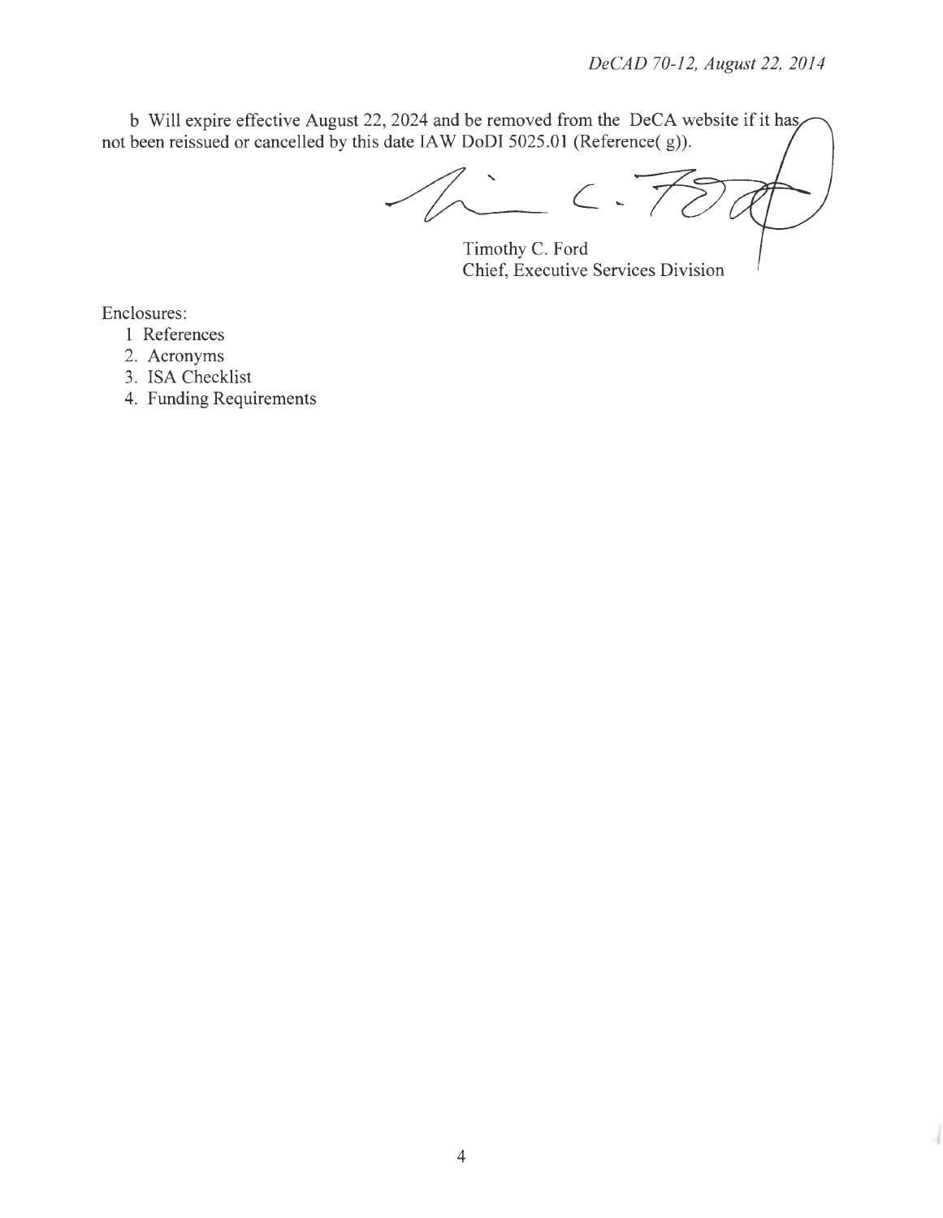b Will expire effective August 22, 2024 and be removed from the DeCA website if it has not been reissued or cancelled by this date IAW DoDI 5025.01 (Reference( g)).

Timothy C. Ford
Chief, Executive Services Division

Enclosures:

1 References
2. Acronyms
3. ISA Checklist
4. Funding Requirements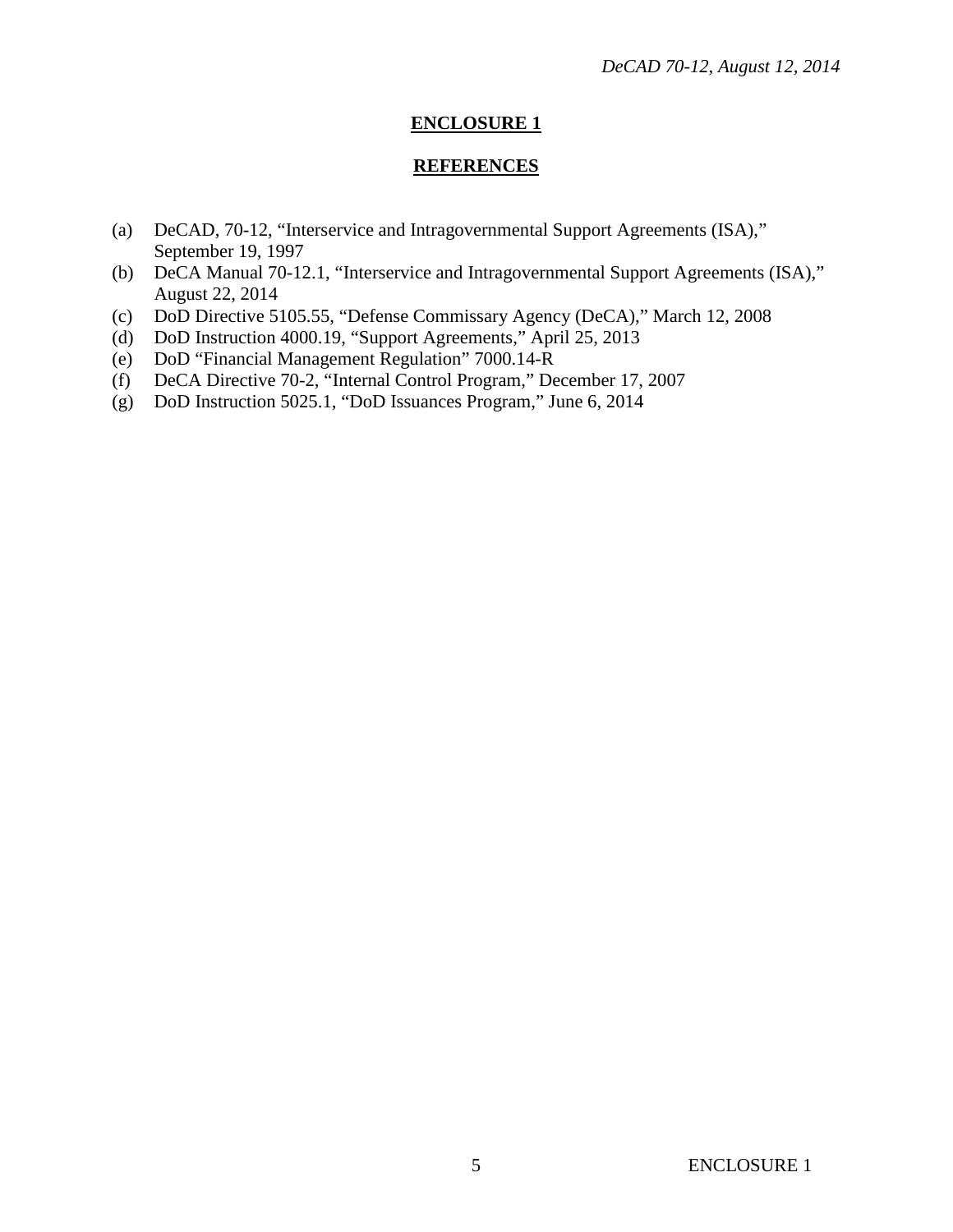## ENCLOSURE 1

## REFERENCES

(a) DeCAD, 70-12, “Interservice and Intragovernmental Support Agreements (ISA),” September 19, 1997
(b) DeCA Manual 70-12.1, “Interservice and Intragovernmental Support Agreements (ISA),” August 22, 2014
(c) DoD Directive 5105.55, “Defense Commissary Agency (DeCA),” March 12, 2008
(d) DoD Instruction 4000.19, “Support Agreements,” April 25, 2013
(e) DoD “Financial Management Regulation” 7000.14-R
(f) DeCA Directive 70-2, “Internal Control Program,” December 17, 2007
(g) DoD Instruction 5025.1, “DoD Issuances Program,” June 6, 2014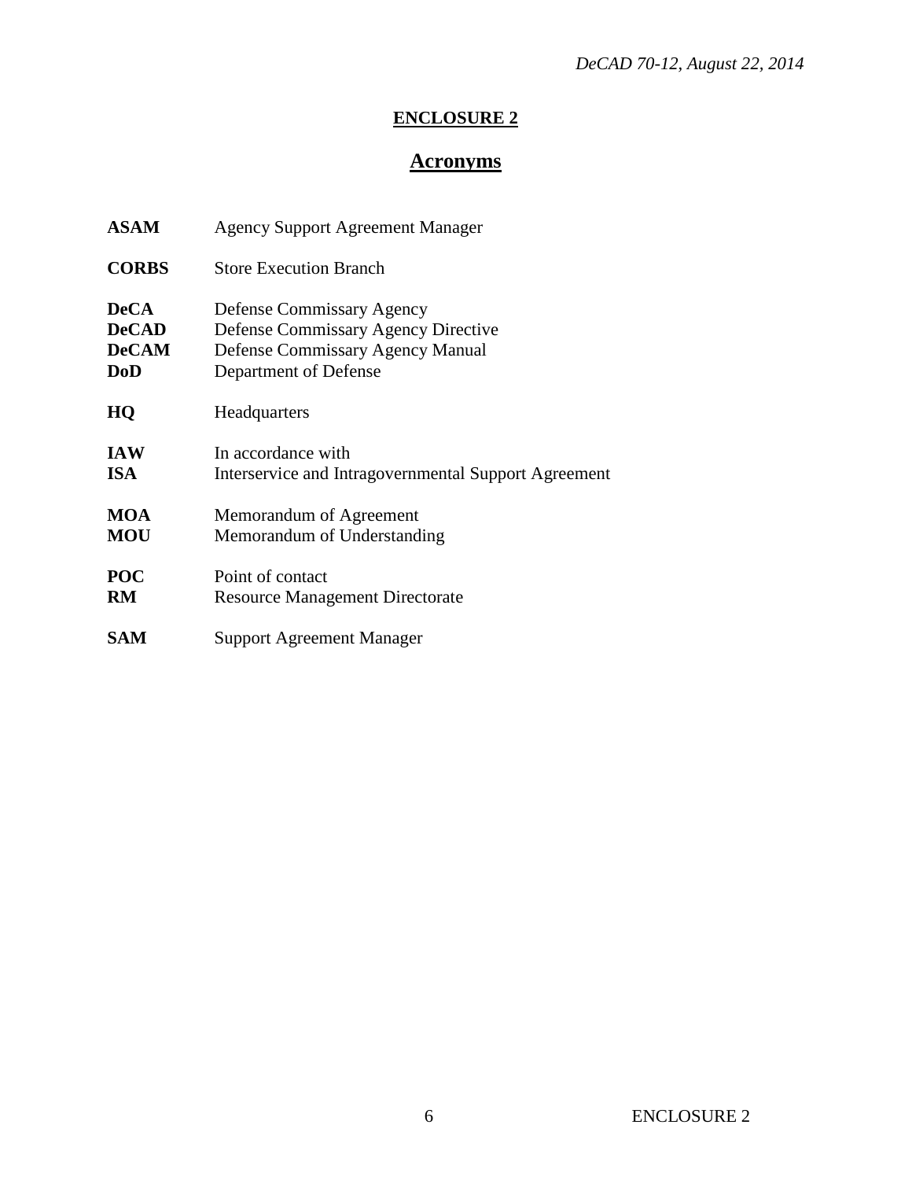# ENCLOSURE 2

## Acronyms

| | |
|---|---|
| **ASAM** | Agency Support Agreement Manager |
| **CORBS** | Store Execution Branch |
| **DeCA** | Defense Commissary Agency |
| **DeCAD** | Defense Commissary Agency Directive |
| **DeCAM** | Defense Commissary Agency Manual |
| **DoD** | Department of Defense |
| **HQ** | Headquarters |
| **IAW** | In accordance with |
| **ISA** | Interservice and Intragovernmental Support Agreement |
| **MOA** | Memorandum of Agreement |
| **MOU** | Memorandum of Understanding |
| **POC** | Point of contact |
| **RM** | Resource Management Directorate |
| **SAM** | Support Agreement Manager |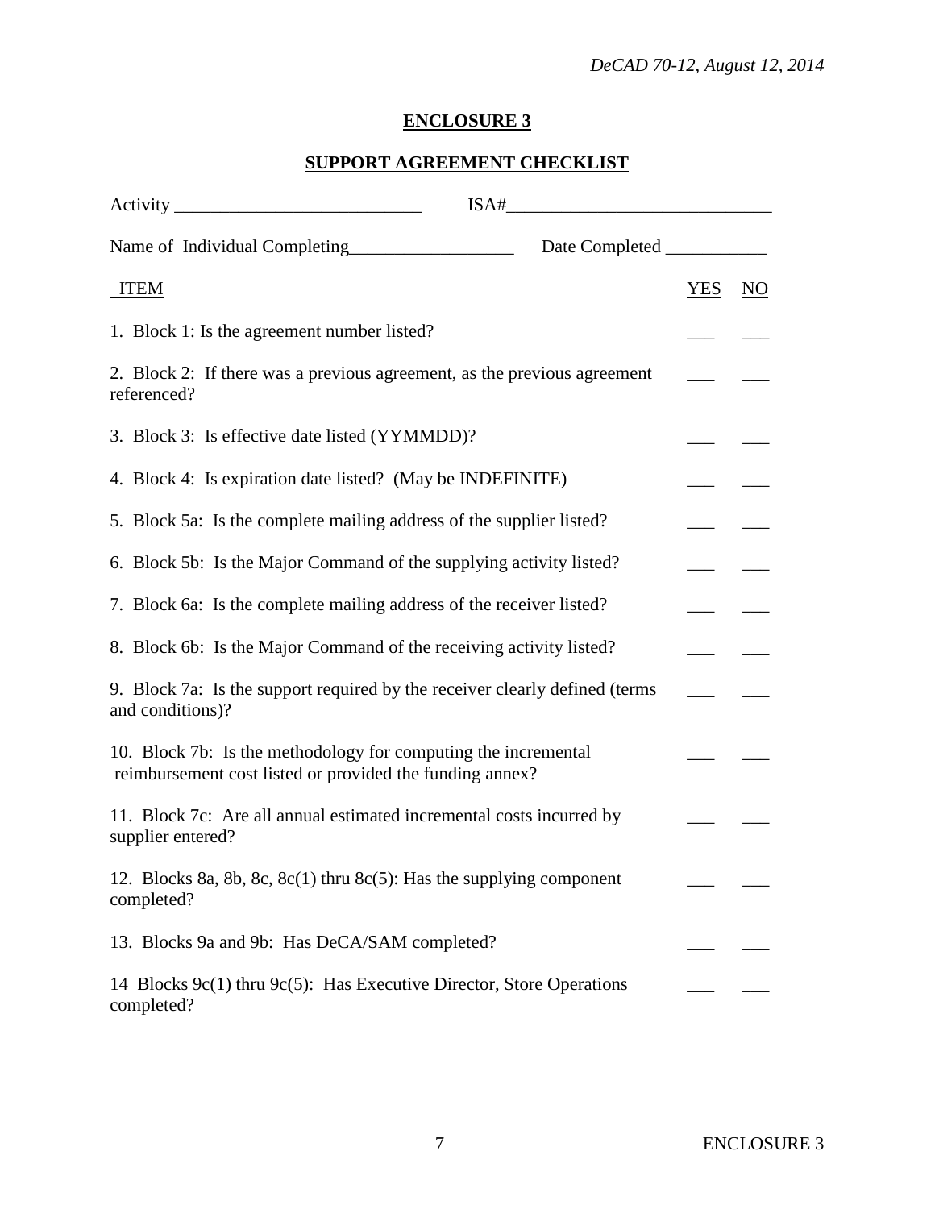## ENCLOSURE 3

## SUPPORT AGREEMENT CHECKLIST

Activity ___________________________ ISA#_____________________________

Name of Individual Completing__________________ Date Completed ___________

| ITEM | YES | NO |
|---|---|---|
| 1. Block 1: Is the agreement number listed? | ___ | ___ |
| 2. Block 2: If there was a previous agreement, as the previous agreement referenced? | ___ | ___ |
| 3. Block 3: Is effective date listed (YYMMDD)? | ___ | ___ |
| 4. Block 4: Is expiration date listed? (May be INDEFINITE) | ___ | ___ |
| 5. Block 5a: Is the complete mailing address of the supplier listed? | ___ | ___ |
| 6. Block 5b: Is the Major Command of the supplying activity listed? | ___ | ___ |
| 7. Block 6a: Is the complete mailing address of the receiver listed? | ___ | ___ |
| 8. Block 6b: Is the Major Command of the receiving activity listed? | ___ | ___ |
| 9. Block 7a: Is the support required by the receiver clearly defined (terms and conditions)? | ___ | ___ |
| 10. Block 7b: Is the methodology for computing the incremental reimbursement cost listed or provided the funding annex? | ___ | ___ |
| 11. Block 7c: Are all annual estimated incremental costs incurred by supplier entered? | ___ | ___ |
| 12. Blocks 8a, 8b, 8c, 8c(1) thru 8c(5): Has the supplying component completed? | ___ | ___ |
| 13. Blocks 9a and 9b: Has DeCA/SAM completed? | ___ | ___ |
| 14 Blocks 9c(1) thru 9c(5): Has Executive Director, Store Operations completed? | ___ | ___ |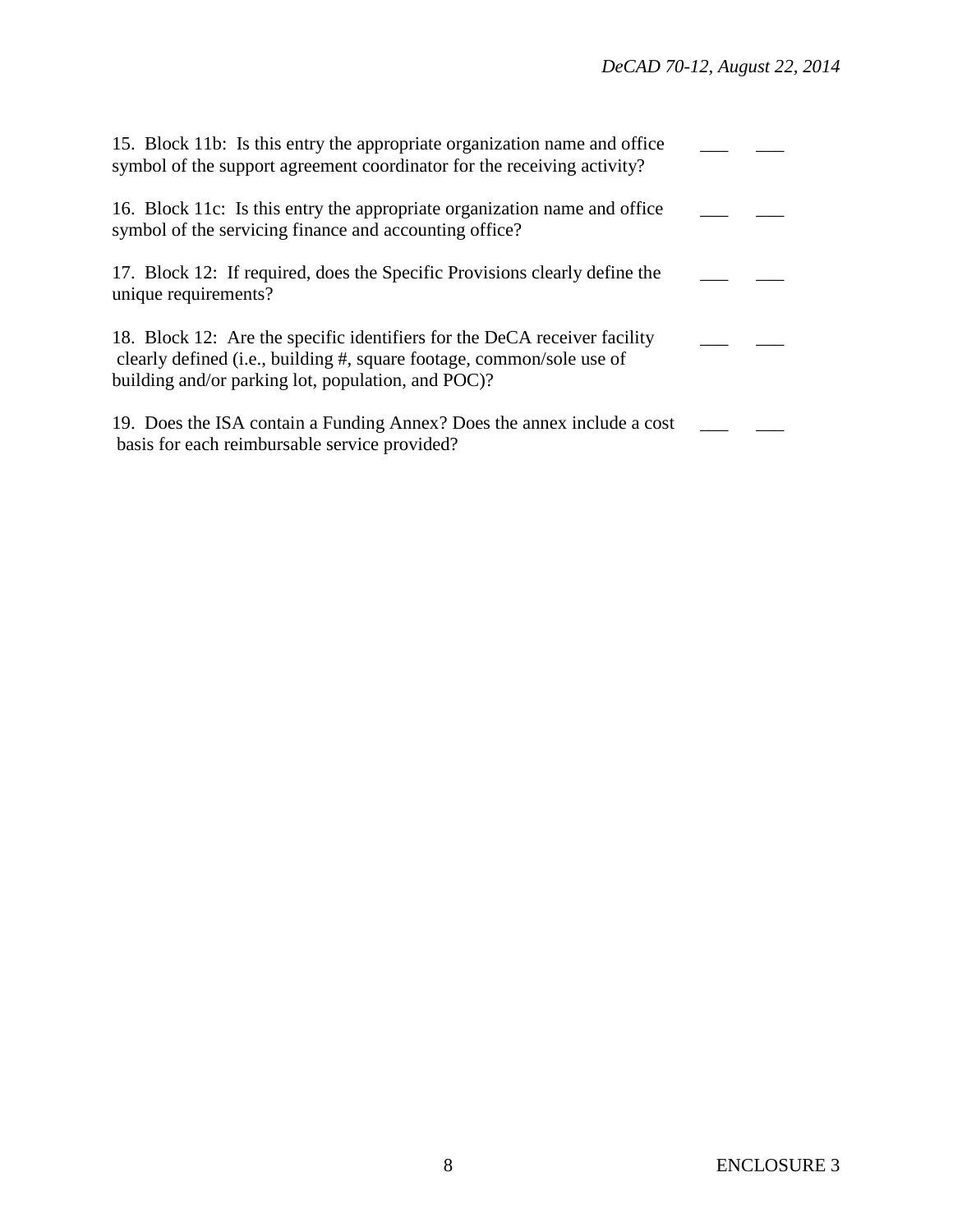15. Block 11b: Is this entry the appropriate organization name and office symbol of the support agreement coordinator for the receiving activity? ___ ___

16. Block 11c: Is this entry the appropriate organization name and office symbol of the servicing finance and accounting office? ___ ___

17. Block 12: If required, does the Specific Provisions clearly define the unique requirements? ___ ___

18. Block 12: Are the specific identifiers for the DeCA receiver facility clearly defined (i.e., building #, square footage, common/sole use of building and/or parking lot, population, and POC)? ___ ___

19. Does the ISA contain a Funding Annex? Does the annex include a cost basis for each reimbursable service provided? ___ ___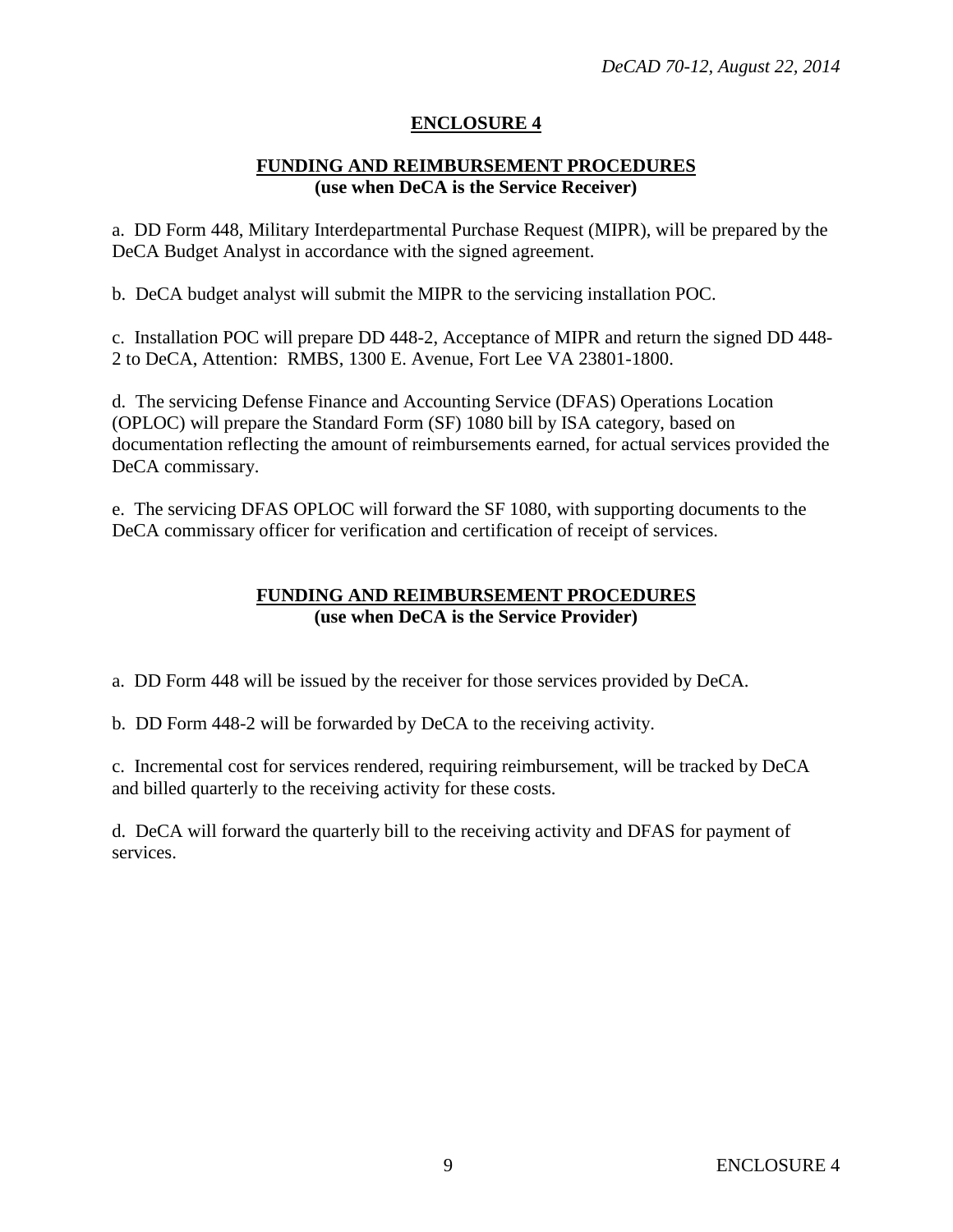# ENCLOSURE 4

## FUNDING AND REIMBURSEMENT PROCEDURES
**(use when DeCA is the Service Receiver)**

a. DD Form 448, Military Interdepartmental Purchase Request (MIPR), will be prepared by the DeCA Budget Analyst in accordance with the signed agreement.

b. DeCA budget analyst will submit the MIPR to the servicing installation POC.

c. Installation POC will prepare DD 448-2, Acceptance of MIPR and return the signed DD 448-2 to DeCA, Attention: RMBS, 1300 E. Avenue, Fort Lee VA 23801-1800.

d. The servicing Defense Finance and Accounting Service (DFAS) Operations Location (OPLOC) will prepare the Standard Form (SF) 1080 bill by ISA category, based on documentation reflecting the amount of reimbursements earned, for actual services provided the DeCA commissary.

e. The servicing DFAS OPLOC will forward the SF 1080, with supporting documents to the DeCA commissary officer for verification and certification of receipt of services.

## FUNDING AND REIMBURSEMENT PROCEDURES
**(use when DeCA is the Service Provider)**

a. DD Form 448 will be issued by the receiver for those services provided by DeCA.

b. DD Form 448-2 will be forwarded by DeCA to the receiving activity.

c. Incremental cost for services rendered, requiring reimbursement, will be tracked by DeCA and billed quarterly to the receiving activity for these costs.

d. DeCA will forward the quarterly bill to the receiving activity and DFAS for payment of services.